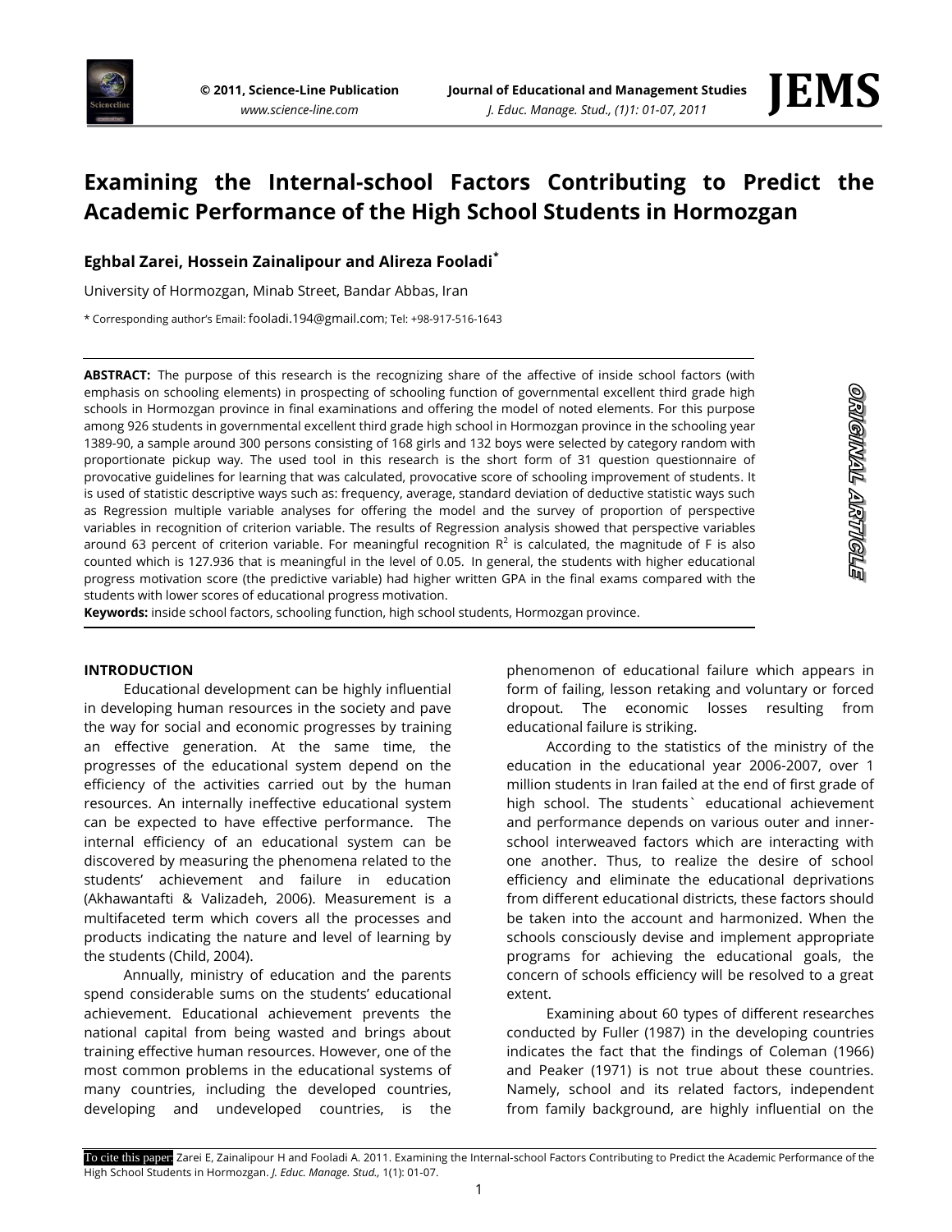# Examining the Internal-school Factors Contributing to Predict the Academic Performance of the High School Students in Hormozgan

**Eghbal Zarei, Hossein Zainalipour and Alireza Fooladi***

University of Hormozgan, Minab Street, Bandar Abbas, Iran

* Corresponding author's Email: fooladi.194@gmail.com; Tel: +98-917-516-1643

**ABSTRACT:** The purpose of this research is the recognizing share of the affective of inside school factors (with emphasis on schooling elements) in prospecting of schooling function of governmental excellent third grade high schools in Hormozgan province in final examinations and offering the model of noted elements. For this purpose among 926 students in governmental excellent third grade high school in Hormozgan province in the schooling year 1389-90, a sample around 300 persons consisting of 168 girls and 132 boys were selected by category random with proportionate pickup way. The used tool in this research is the short form of 31 question questionnaire of provocative guidelines for learning that was calculated, provocative score of schooling improvement of students. It is used of statistic descriptive ways such as: frequency, average, standard deviation of deductive statistic ways such as Regression multiple variable analyses for offering the model and the survey of proportion of perspective variables in recognition of criterion variable. The results of Regression analysis showed that perspective variables around 63 percent of criterion variable. For meaningful recognition $R^2$ is calculated, the magnitude of F is also counted which is 127.936 that is meaningful in the level of 0.05. In general, the students with higher educational progress motivation score (the predictive variable) had higher written GPA in the final exams compared with the students with lower scores of educational progress motivation.

**Keywords:** inside school factors, schooling function, high school students, Hormozgan province.

ORIGINAL ARTICLE

## INTRODUCTION

Educational development can be highly influential in developing human resources in the society and pave the way for social and economic progresses by training an effective generation. At the same time, the progresses of the educational system depend on the efficiency of the activities carried out by the human resources. An internally ineffective educational system can be expected to have effective performance. The internal efficiency of an educational system can be discovered by measuring the phenomena related to the students' achievement and failure in education (Akhawantafti & Valizadeh, 2006). Measurement is a multifaceted term which covers all the processes and products indicating the nature and level of learning by the students (Child, 2004).

Annually, ministry of education and the parents spend considerable sums on the students' educational achievement. Educational achievement prevents the national capital from being wasted and brings about training effective human resources. However, one of the most common problems in the educational systems of many countries, including the developed countries, developing and undeveloped countries, is the phenomenon of educational failure which appears in form of failing, lesson retaking and voluntary or forced dropout. The economic losses resulting from educational failure is striking.

According to the statistics of the ministry of the education in the educational year 2006-2007, over 1 million students in Iran failed at the end of first grade of high school. The students` educational achievement and performance depends on various outer and inner-school interweaved factors which are interacting with one another. Thus, to realize the desire of school efficiency and eliminate the educational deprivations from different educational districts, these factors should be taken into the account and harmonized. When the schools consciously devise and implement appropriate programs for achieving the educational goals, the concern of schools efficiency will be resolved to a great extent.

Examining about 60 types of different researches conducted by Fuller (1987) in the developing countries indicates the fact that the findings of Coleman (1966) and Peaker (1971) is not true about these countries. Namely, school and its related factors, independent from family background, are highly influential on the

To cite this paper: Zarei E, Zainalipour H and Fooladi A. 2011. Examining the Internal-school Factors Contributing to Predict the Academic Performance of the High School Students in Hormozgan. *J. Educ. Manage. Stud.,* 1(1): 01-07.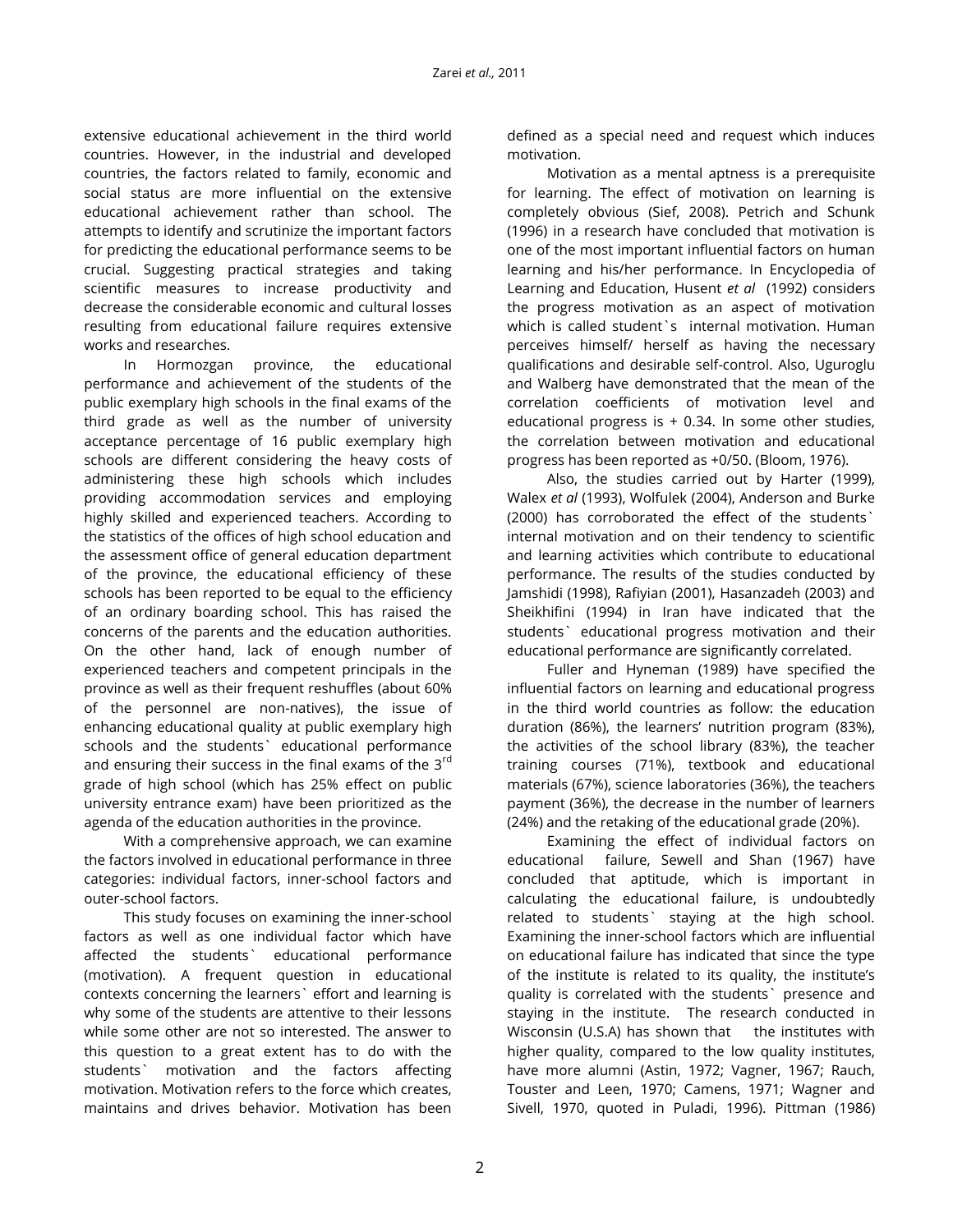extensive educational achievement in the third world countries. However, in the industrial and developed countries, the factors related to family, economic and social status are more influential on the extensive educational achievement rather than school. The attempts to identify and scrutinize the important factors for predicting the educational performance seems to be crucial. Suggesting practical strategies and taking scientific measures to increase productivity and decrease the considerable economic and cultural losses resulting from educational failure requires extensive works and researches.

In Hormozgan province, the educational performance and achievement of the students of the public exemplary high schools in the final exams of the third grade as well as the number of university acceptance percentage of 16 public exemplary high schools are different considering the heavy costs of administering these high schools which includes providing accommodation services and employing highly skilled and experienced teachers. According to the statistics of the offices of high school education and the assessment office of general education department of the province, the educational efficiency of these schools has been reported to be equal to the efficiency of an ordinary boarding school. This has raised the concerns of the parents and the education authorities. On the other hand, lack of enough number of experienced teachers and competent principals in the province as well as their frequent reshuffles (about 60% of the personnel are non-natives), the issue of enhancing educational quality at public exemplary high schools and the students` educational performance and ensuring their success in the final exams of the 3rd grade of high school (which has 25% effect on public university entrance exam) have been prioritized as the agenda of the education authorities in the province.

With a comprehensive approach, we can examine the factors involved in educational performance in three categories: individual factors, inner-school factors and outer-school factors.

This study focuses on examining the inner-school factors as well as one individual factor which have affected the students` educational performance (motivation). A frequent question in educational contexts concerning the learners` effort and learning is why some of the students are attentive to their lessons while some other are not so interested. The answer to this question to a great extent has to do with the students` motivation and the factors affecting motivation. Motivation refers to the force which creates, maintains and drives behavior. Motivation has been defined as a special need and request which induces motivation.

Motivation as a mental aptness is a prerequisite for learning. The effect of motivation on learning is completely obvious (Sief, 2008). Petrich and Schunk (1996) in a research have concluded that motivation is one of the most important influential factors on human learning and his/her performance. In Encyclopedia of Learning and Education, Husent *et al* (1992) considers the progress motivation as an aspect of motivation which is called student`s internal motivation. Human perceives himself/ herself as having the necessary qualifications and desirable self-control. Also, Uguroglu and Walberg have demonstrated that the mean of the correlation coefficients of motivation level and educational progress is + 0.34. In some other studies, the correlation between motivation and educational progress has been reported as +0/50. (Bloom, 1976).

Also, the studies carried out by Harter (1999), Walex *et al* (1993), Wolfulek (2004), Anderson and Burke (2000) has corroborated the effect of the students` internal motivation and on their tendency to scientific and learning activities which contribute to educational performance. The results of the studies conducted by Jamshidi (1998), Rafiyian (2001), Hasanzadeh (2003) and Sheikhifini (1994) in Iran have indicated that the students` educational progress motivation and their educational performance are significantly correlated.

Fuller and Hyneman (1989) have specified the influential factors on learning and educational progress in the third world countries as follow: the education duration (86%), the learners' nutrition program (83%), the activities of the school library (83%), the teacher training courses (71%), textbook and educational materials (67%), science laboratories (36%), the teachers payment (36%), the decrease in the number of learners (24%) and the retaking of the educational grade (20%).

Examining the effect of individual factors on educational failure, Sewell and Shan (1967) have concluded that aptitude, which is important in calculating the educational failure, is undoubtedly related to students` staying at the high school. Examining the inner-school factors which are influential on educational failure has indicated that since the type of the institute is related to its quality, the institute's quality is correlated with the students` presence and staying in the institute. The research conducted in Wisconsin (U.S.A) has shown that the institutes with higher quality, compared to the low quality institutes, have more alumni (Astin, 1972; Vagner, 1967; Rauch, Touster and Leen, 1970; Camens, 1971; Wagner and Sivell, 1970, quoted in Puladi, 1996). Pittman (1986)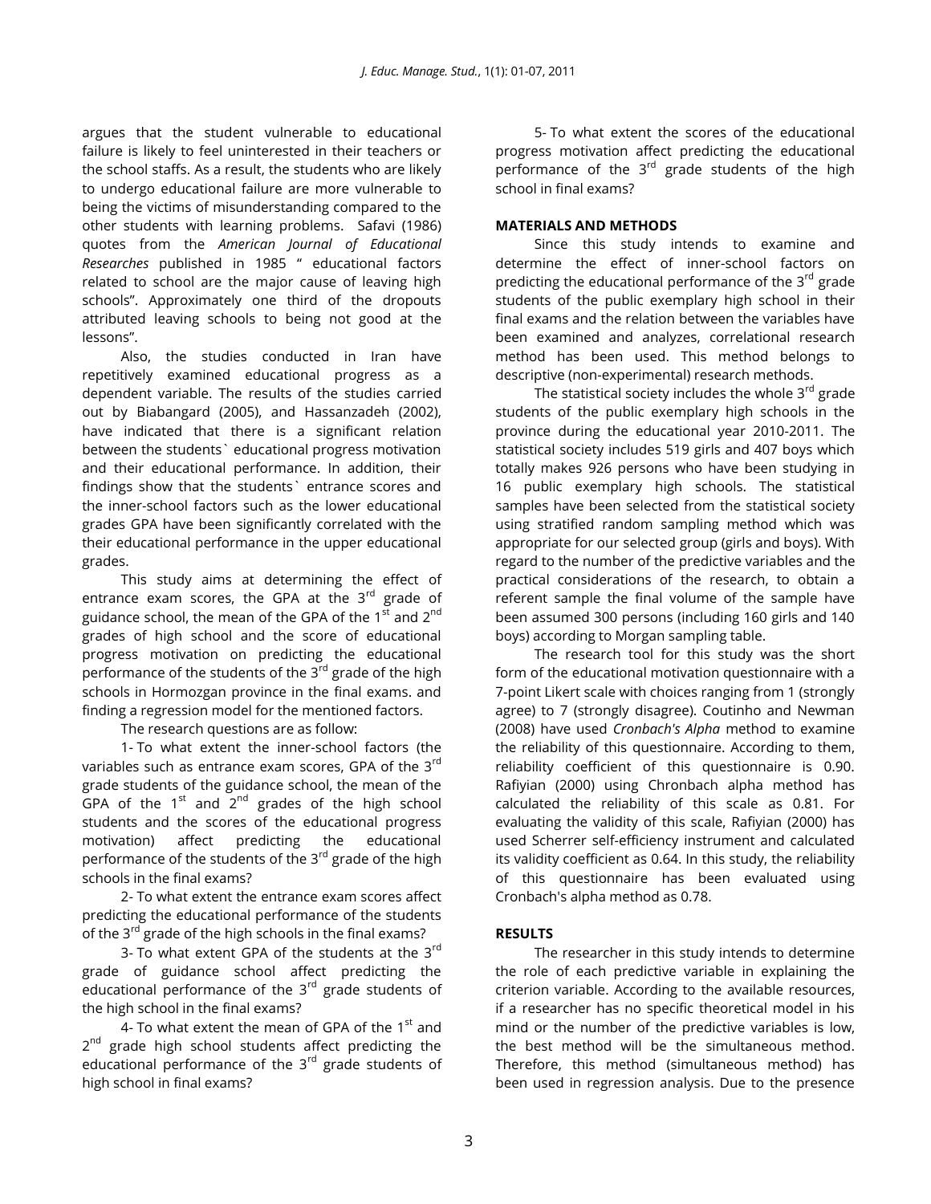argues that the student vulnerable to educational failure is likely to feel uninterested in their teachers or the school staffs. As a result, the students who are likely to undergo educational failure are more vulnerable to being the victims of misunderstanding compared to the other students with learning problems. Safavi (1986) quotes from the *American Journal of Educational Researches* published in 1985 " educational factors related to school are the major cause of leaving high schools". Approximately one third of the dropouts attributed leaving schools to being not good at the lessons".

Also, the studies conducted in Iran have repetitively examined educational progress as a dependent variable. The results of the studies carried out by Biabangard (2005), and Hassanzadeh (2002), have indicated that there is a significant relation between the students` educational progress motivation and their educational performance. In addition, their findings show that the students` entrance scores and the inner-school factors such as the lower educational grades GPA have been significantly correlated with the their educational performance in the upper educational grades.

This study aims at determining the effect of entrance exam scores, the GPA at the 3rd grade of guidance school, the mean of the GPA of the 1st and 2nd grades of high school and the score of educational progress motivation on predicting the educational performance of the students of the 3rd grade of the high schools in Hormozgan province in the final exams. and finding a regression model for the mentioned factors.

The research questions are as follow:

1- To what extent the inner-school factors (the variables such as entrance exam scores, GPA of the 3rd grade students of the guidance school, the mean of the GPA of the 1st and 2nd grades of the high school students and the scores of the educational progress motivation) affect predicting the educational performance of the students of the 3rd grade of the high schools in the final exams?

2- To what extent the entrance exam scores affect predicting the educational performance of the students of the 3rd grade of the high schools in the final exams?

3- To what extent GPA of the students at the 3rd grade of guidance school affect predicting the educational performance of the 3rd grade students of the high school in the final exams?

4- To what extent the mean of GPA of the 1st and 2nd grade high school students affect predicting the educational performance of the 3rd grade students of high school in final exams?

5- To what extent the scores of the educational progress motivation affect predicting the educational performance of the 3rd grade students of the high school in final exams?

## MATERIALS AND METHODS

Since this study intends to examine and determine the effect of inner-school factors on predicting the educational performance of the 3rd grade students of the public exemplary high school in their final exams and the relation between the variables have been examined and analyzes, correlational research method has been used. This method belongs to descriptive (non-experimental) research methods.

The statistical society includes the whole 3rd grade students of the public exemplary high schools in the province during the educational year 2010-2011. The statistical society includes 519 girls and 407 boys which totally makes 926 persons who have been studying in 16 public exemplary high schools. The statistical samples have been selected from the statistical society using stratified random sampling method which was appropriate for our selected group (girls and boys). With regard to the number of the predictive variables and the practical considerations of the research, to obtain a referent sample the final volume of the sample have been assumed 300 persons (including 160 girls and 140 boys) according to Morgan sampling table.

The research tool for this study was the short form of the educational motivation questionnaire with a 7-point Likert scale with choices ranging from 1 (strongly agree) to 7 (strongly disagree). Coutinho and Newman (2008) have used *Cronbach's Alpha* method to examine the reliability of this questionnaire. According to them, reliability coefficient of this questionnaire is 0.90. Rafiyian (2000) using Chronbach alpha method has calculated the reliability of this scale as 0.81. For evaluating the validity of this scale, Rafiyian (2000) has used Scherrer self-efficiency instrument and calculated its validity coefficient as 0.64. In this study, the reliability of this questionnaire has been evaluated using Cronbach's alpha method as 0.78.

## RESULTS

The researcher in this study intends to determine the role of each predictive variable in explaining the criterion variable. According to the available resources, if a researcher has no specific theoretical model in his mind or the number of the predictive variables is low, the best method will be the simultaneous method. Therefore, this method (simultaneous method) has been used in regression analysis. Due to the presence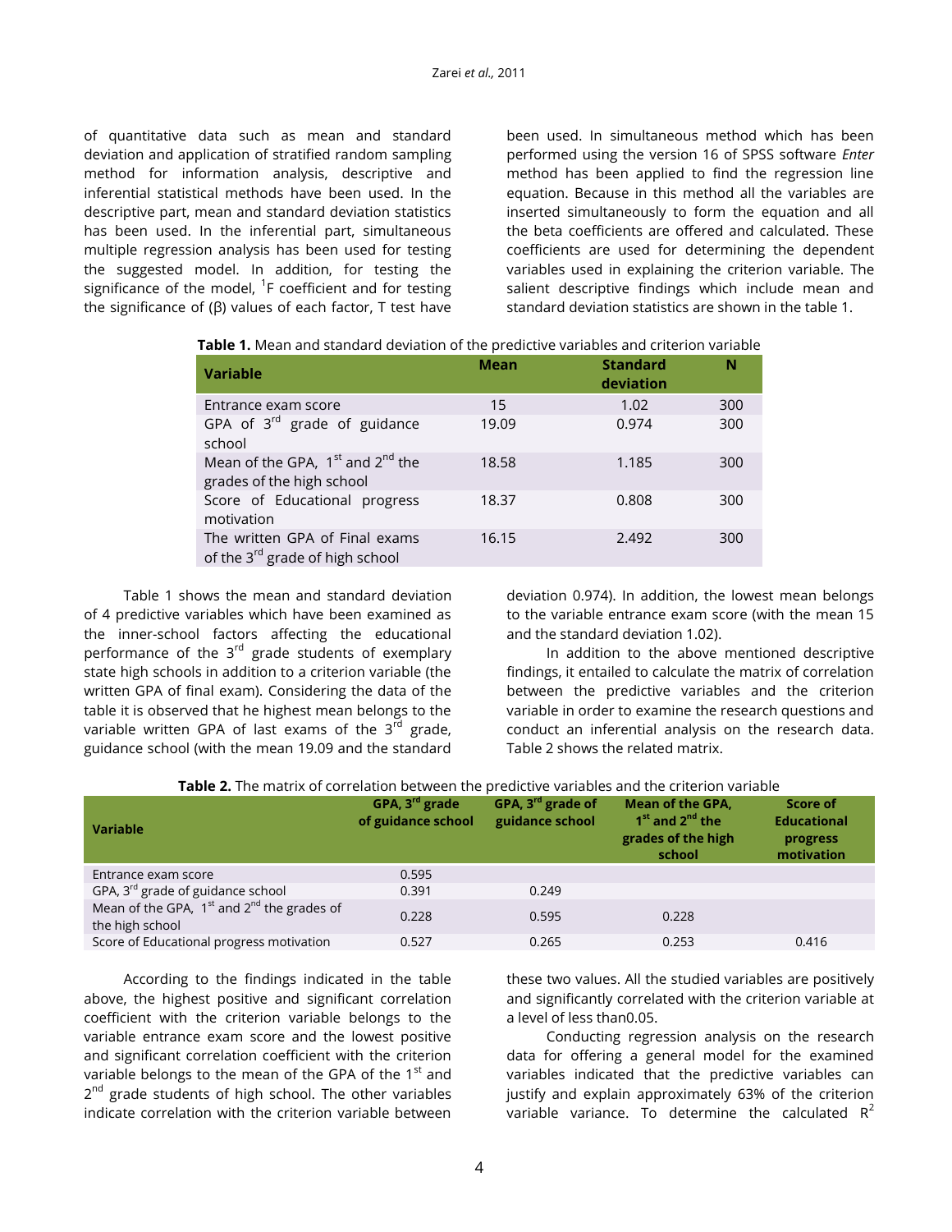of quantitative data such as mean and standard deviation and application of stratified random sampling method for information analysis, descriptive and inferential statistical methods have been used. In the descriptive part, mean and standard deviation statistics has been used. In the inferential part, simultaneous multiple regression analysis has been used for testing the suggested model. In addition, for testing the significance of the model, [1]F coefficient and for testing the significance of (β) values of each factor, T test have been used. In simultaneous method which has been performed using the version 16 of SPSS software *Enter* method has been applied to find the regression line equation. Because in this method all the variables are inserted simultaneously to form the equation and all the beta coefficients are offered and calculated. These coefficients are used for determining the dependent variables used in explaining the criterion variable. The salient descriptive findings which include mean and standard deviation statistics are shown in the table 1.

**Table 1.** Mean and standard deviation of the predictive variables and criterion variable

| Variable | Mean | Standard deviation | N |
|---|---|---|---|
| Entrance exam score | 15 | 1.02 | 300 |
| GPA of 3rd grade of guidance school | 19.09 | 0.974 | 300 |
| Mean of the GPA, 1st and 2nd the grades of the high school | 18.58 | 1.185 | 300 |
| Score of Educational progress motivation | 18.37 | 0.808 | 300 |
| The written GPA of Final exams of the 3rd grade of high school | 16.15 | 2.492 | 300 |

Table 1 shows the mean and standard deviation of 4 predictive variables which have been examined as the inner-school factors affecting the educational performance of the 3rd grade students of exemplary state high schools in addition to a criterion variable (the written GPA of final exam). Considering the data of the table it is observed that he highest mean belongs to the variable written GPA of last exams of the 3rd grade, guidance school (with the mean 19.09 and the standard deviation 0.974). In addition, the lowest mean belongs to the variable entrance exam score (with the mean 15 and the standard deviation 1.02).

In addition to the above mentioned descriptive findings, it entailed to calculate the matrix of correlation between the predictive variables and the criterion variable in order to examine the research questions and conduct an inferential analysis on the research data. Table 2 shows the related matrix.

**Table 2.** The matrix of correlation between the predictive variables and the criterion variable

| Variable | GPA, 3rd grade of guidance school | GPA, 3rd grade of guidance school | Mean of the GPA, 1st and 2nd the grades of the high school | Score of Educational progress motivation |
|---|---|---|---|---|
| Entrance exam score | 0.595 | | | |
| GPA, 3rd grade of guidance school | 0.391 | 0.249 | | |
| Mean of the GPA, 1st and 2nd the grades of the high school | 0.228 | 0.595 | 0.228 | |
| Score of Educational progress motivation | 0.527 | 0.265 | 0.253 | 0.416 |

According to the findings indicated in the table above, the highest positive and significant correlation coefficient with the criterion variable belongs to the variable entrance exam score and the lowest positive and significant correlation coefficient with the criterion variable belongs to the mean of the GPA of the 1st and 2nd grade students of high school. The other variables indicate correlation with the criterion variable between these two values. All the studied variables are positively and significantly correlated with the criterion variable at a level of less than0.05.

Conducting regression analysis on the research data for offering a general model for the examined variables indicated that the predictive variables can justify and explain approximately 63% of the criterion variable variance. To determine the calculated $R^2$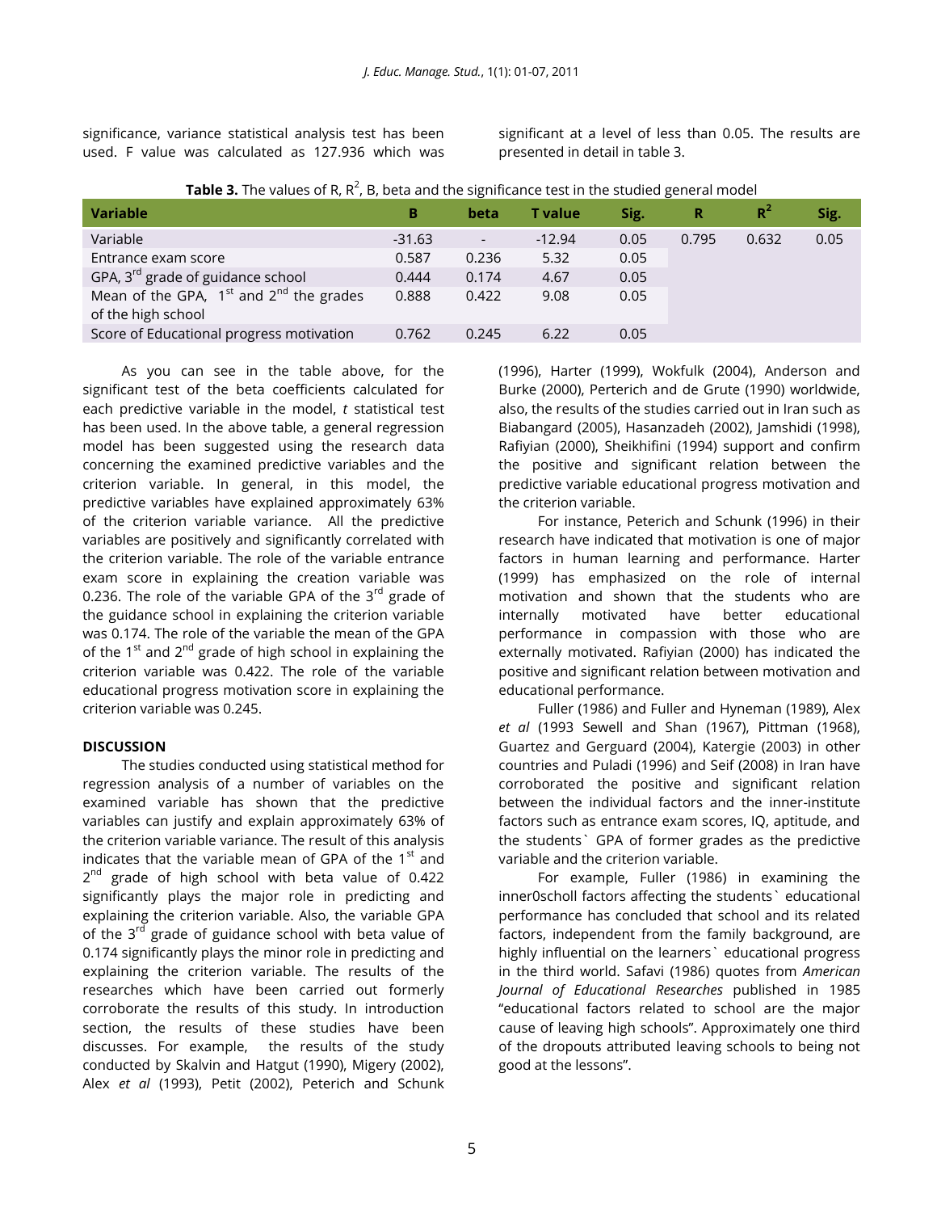significance, variance statistical analysis test has been used. F value was calculated as 127.936 which was significant at a level of less than 0.05. The results are presented in detail in table 3.

**Table 3.** The values of R, $R^2$, B, beta and the significance test in the studied general model

| Variable | B | beta | T value | Sig. | R | $R^2$ | Sig. |
|---|---|---|---|---|---|---|---|
| Variable | -31.63 | - | -12.94 | 0.05 | 0.795 | 0.632 | 0.05 |
| Entrance exam score | 0.587 | 0.236 | 5.32 | 0.05 | | | |
| GPA, 3rd grade of guidance school | 0.444 | 0.174 | 4.67 | 0.05 | | | |
| Mean of the GPA, 1st and 2nd the grades of the high school | 0.888 | 0.422 | 9.08 | 0.05 | | | |
| Score of Educational progress motivation | 0.762 | 0.245 | 6.22 | 0.05 | | | |

As you can see in the table above, for the significant test of the beta coefficients calculated for each predictive variable in the model, *t* statistical test has been used. In the above table, a general regression model has been suggested using the research data concerning the examined predictive variables and the criterion variable. In general, in this model, the predictive variables have explained approximately 63% of the criterion variable variance. All the predictive variables are positively and significantly correlated with the criterion variable. The role of the variable entrance exam score in explaining the creation variable was 0.236. The role of the variable GPA of the 3rd grade of the guidance school in explaining the criterion variable was 0.174. The role of the variable the mean of the GPA of the 1st and 2nd grade of high school in explaining the criterion variable was 0.422. The role of the variable educational progress motivation score in explaining the criterion variable was 0.245.

## DISCUSSION

The studies conducted using statistical method for regression analysis of a number of variables on the examined variable has shown that the predictive variables can justify and explain approximately 63% of the criterion variable variance. The result of this analysis indicates that the variable mean of GPA of the 1st and 2nd grade of high school with beta value of 0.422 significantly plays the major role in predicting and explaining the criterion variable. Also, the variable GPA of the 3rd grade of guidance school with beta value of 0.174 significantly plays the minor role in predicting and explaining the criterion variable. The results of the researches which have been carried out formerly corroborate the results of this study. In introduction section, the results of these studies have been discusses. For example, the results of the study conducted by Skalvin and Hatgut (1990), Migery (2002), Alex *et al* (1993), Petit (2002), Peterich and Schunk (1996), Harter (1999), Wokfulk (2004), Anderson and Burke (2000), Perterich and de Grute (1990) worldwide, also, the results of the studies carried out in Iran such as Biabangard (2005), Hasanzadeh (2002), Jamshidi (1998), Rafiyian (2000), Sheikhifini (1994) support and confirm the positive and significant relation between the predictive variable educational progress motivation and the criterion variable.

For instance, Peterich and Schunk (1996) in their research have indicated that motivation is one of major factors in human learning and performance. Harter (1999) has emphasized on the role of internal motivation and shown that the students who are internally motivated have better educational performance in compassion with those who are externally motivated. Rafiyian (2000) has indicated the positive and significant relation between motivation and educational performance.

Fuller (1986) and Fuller and Hyneman (1989), Alex *et al* (1993 Sewell and Shan (1967), Pittman (1968), Guartez and Gerguard (2004), Katergie (2003) in other countries and Puladi (1996) and Seif (2008) in Iran have corroborated the positive and significant relation between the individual factors and the inner-institute factors such as entrance exam scores, IQ, aptitude, and the students` GPA of former grades as the predictive variable and the criterion variable.

For example, Fuller (1986) in examining the inner0scholl factors affecting the students` educational performance has concluded that school and its related factors, independent from the family background, are highly influential on the learners` educational progress in the third world. Safavi (1986) quotes from *American Journal of Educational Researches* published in 1985 "educational factors related to school are the major cause of leaving high schools". Approximately one third of the dropouts attributed leaving schools to being not good at the lessons".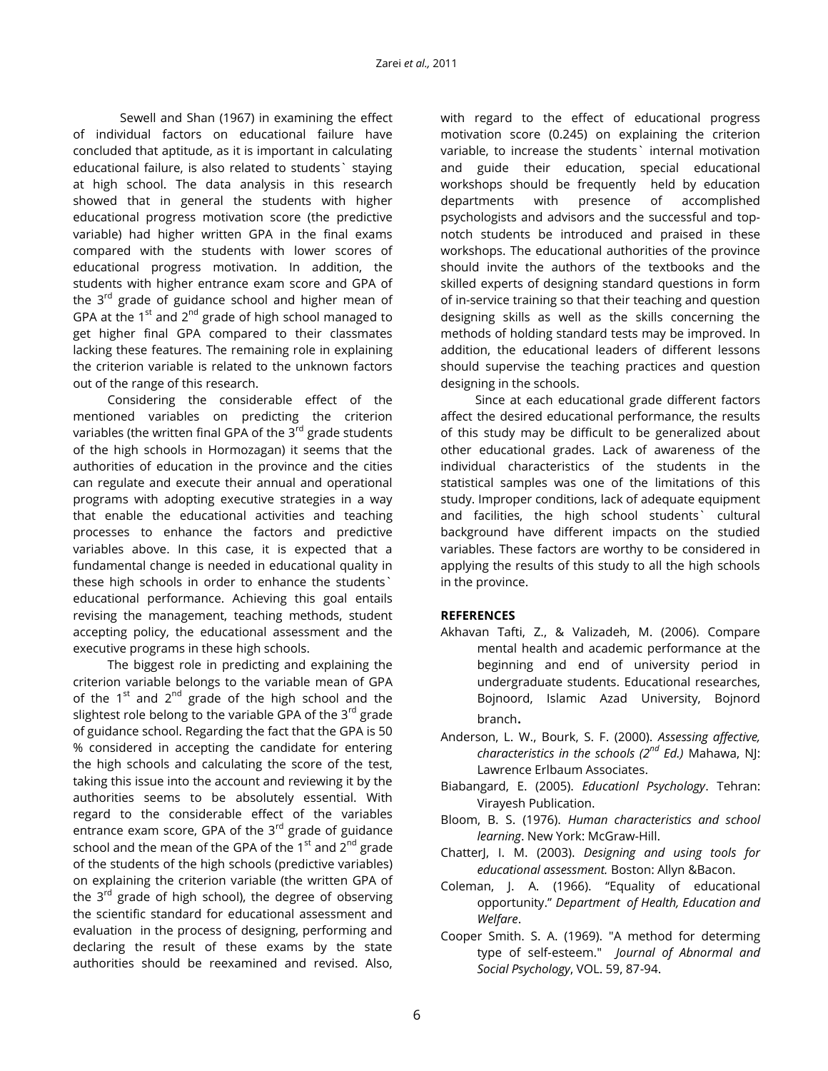Sewell and Shan (1967) in examining the effect of individual factors on educational failure have concluded that aptitude, as it is important in calculating educational failure, is also related to students` staying at high school. The data analysis in this research showed that in general the students with higher educational progress motivation score (the predictive variable) had higher written GPA in the final exams compared with the students with lower scores of educational progress motivation. In addition, the students with higher entrance exam score and GPA of the 3rd grade of guidance school and higher mean of GPA at the 1st and 2nd grade of high school managed to get higher final GPA compared to their classmates lacking these features. The remaining role in explaining the criterion variable is related to the unknown factors out of the range of this research.

Considering the considerable effect of the mentioned variables on predicting the criterion variables (the written final GPA of the 3rd grade students of the high schools in Hormozagan) it seems that the authorities of education in the province and the cities can regulate and execute their annual and operational programs with adopting executive strategies in a way that enable the educational activities and teaching processes to enhance the factors and predictive variables above. In this case, it is expected that a fundamental change is needed in educational quality in these high schools in order to enhance the students` educational performance. Achieving this goal entails revising the management, teaching methods, student accepting policy, the educational assessment and the executive programs in these high schools.

The biggest role in predicting and explaining the criterion variable belongs to the variable mean of GPA of the 1st and 2nd grade of the high school and the slightest role belong to the variable GPA of the 3rd grade of guidance school. Regarding the fact that the GPA is 50 % considered in accepting the candidate for entering the high schools and calculating the score of the test, taking this issue into the account and reviewing it by the authorities seems to be absolutely essential. With regard to the considerable effect of the variables entrance exam score, GPA of the 3rd grade of guidance school and the mean of the GPA of the 1st and 2nd grade of the students of the high schools (predictive variables) on explaining the criterion variable (the written GPA of the 3rd grade of high school), the degree of observing the scientific standard for educational assessment and evaluation in the process of designing, performing and declaring the result of these exams by the state authorities should be reexamined and revised. Also, with regard to the effect of educational progress motivation score (0.245) on explaining the criterion variable, to increase the students` internal motivation and guide their education, special educational workshops should be frequently held by education departments with presence of accomplished psychologists and advisors and the successful and top-notch students be introduced and praised in these workshops. The educational authorities of the province should invite the authors of the textbooks and the skilled experts of designing standard questions in form of in-service training so that their teaching and question designing skills as well as the skills concerning the methods of holding standard tests may be improved. In addition, the educational leaders of different lessons should supervise the teaching practices and question designing in the schools.

Since at each educational grade different factors affect the desired educational performance, the results of this study may be difficult to be generalized about other educational grades. Lack of awareness of the individual characteristics of the students in the statistical samples was one of the limitations of this study. Improper conditions, lack of adequate equipment and facilities, the high school students` cultural background have different impacts on the studied variables. These factors are worthy to be considered in applying the results of this study to all the high schools in the province.

## REFERENCES

Akhavan Tafti, Z., & Valizadeh, M. (2006). Compare mental health and academic performance at the beginning and end of university period in undergraduate students. Educational researches, Bojnoord, Islamic Azad University, Bojnord branch.

Anderson, L. W., Bourk, S. F. (2000). *Assessing affective, characteristics in the schools (2nd Ed.)* Mahawa, NJ: Lawrence Erlbaum Associates.

Biabangard, E. (2005). *Educationl Psychology*. Tehran: Virayesh Publication.

Bloom, B. S. (1976). *Human characteristics and school learning*. New York: McGraw-Hill.

ChatterJ, I. M. (2003). *Designing and using tools for educational assessment.* Boston: Allyn &Bacon.

Coleman, J. A. (1966). "Equality of educational opportunity." *Department of Health, Education and Welfare*.

Cooper Smith. S. A. (1969). "A method for determing type of self-esteem." *Journal of Abnormal and Social Psychology*, VOL. 59, 87-94.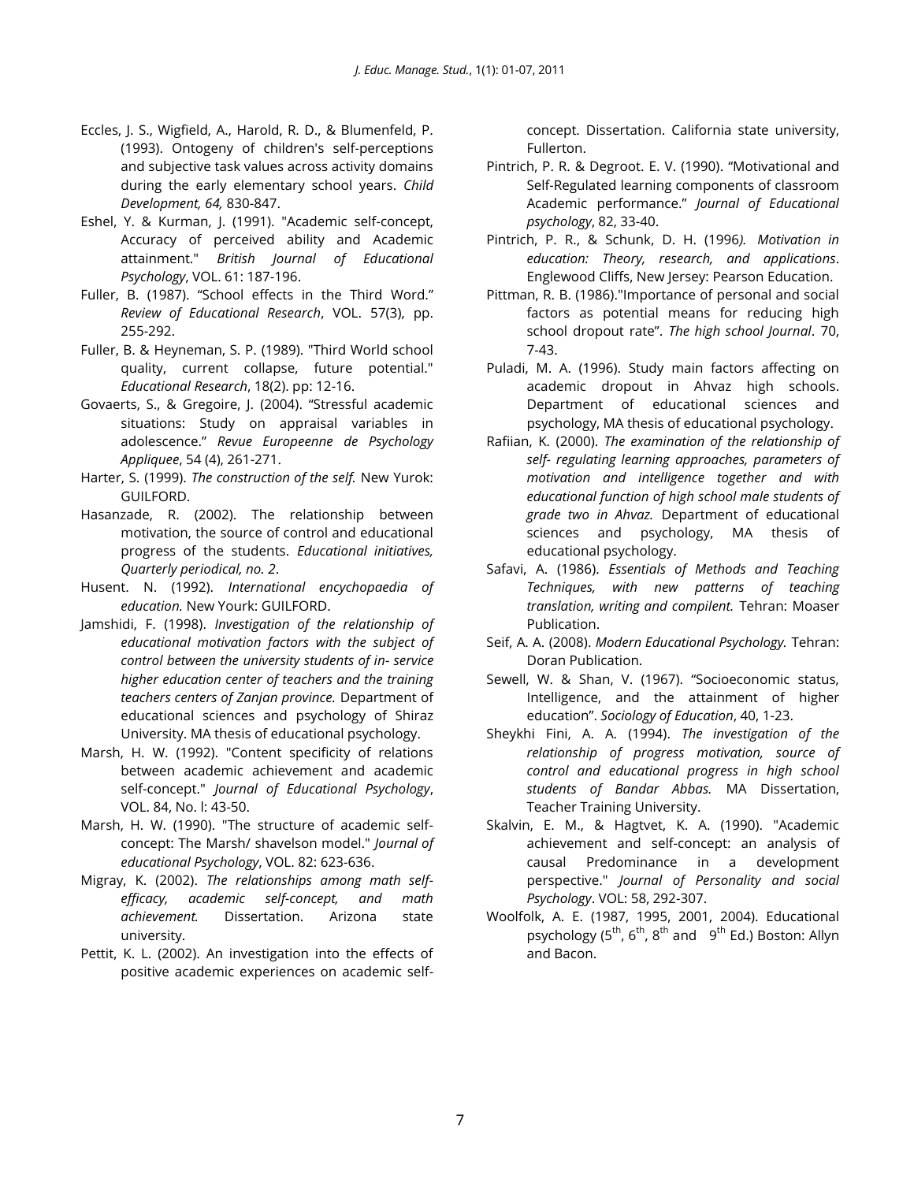Eccles, J. S., Wigfield, A., Harold, R. D., & Blumenfeld, P. (1993). Ontogeny of children's self-perceptions and subjective task values across activity domains during the early elementary school years. *Child Development, 64,* 830-847.

Eshel, Y. & Kurman, J. (1991). "Academic self-concept, Accuracy of perceived ability and Academic attainment." *British Journal of Educational Psychology*, VOL. 61: 187-196.

Fuller, B. (1987). "School effects in the Third Word." *Review of Educational Research*, VOL. 57(3), pp. 255-292.

Fuller, B. & Heyneman, S. P. (1989). "Third World school quality, current collapse, future potential." *Educational Research*, 18(2). pp: 12-16.

Govaerts, S., & Gregoire, J. (2004). "Stressful academic situations: Study on appraisal variables in adolescence." *Revue Europeenne de Psychology Appliquee*, 54 (4), 261-271.

Harter, S. (1999). *The construction of the self.* New Yurok: GUILFORD.

Hasanzade, R. (2002). The relationship between motivation, the source of control and educational progress of the students. *Educational initiatives, Quarterly periodical, no. 2*.

Husent. N. (1992). *International encychopaedia of education.* New Yourk: GUILFORD.

Jamshidi, F. (1998). *Investigation of the relationship of educational motivation factors with the subject of control between the university students of in- service higher education center of teachers and the training teachers centers of Zanjan province.* Department of educational sciences and psychology of Shiraz University. MA thesis of educational psychology.

Marsh, H. W. (1992). "Content specificity of relations between academic achievement and academic self-concept." *Journal of Educational Psychology*, VOL. 84, No. l: 43-50.

Marsh, H. W. (1990). "The structure of academic self-concept: The Marsh/ shavelson model." *Journal of educational Psychology*, VOL. 82: 623-636.

Migray, K. (2002). *The relationships among math self-efficacy, academic self-concept, and math achievement.* Dissertation. Arizona state university.

Pettit, K. L. (2002). An investigation into the effects of positive academic experiences on academic self-concept. Dissertation. California state university, Fullerton.

Pintrich, P. R. & Degroot. E. V. (1990). "Motivational and Self-Regulated learning components of classroom Academic performance." *Journal of Educational psychology*, 82, 33-40.

Pintrich, P. R., & Schunk, D. H. (1996*). Motivation in education: Theory, research, and applications*. Englewood Cliffs, New Jersey: Pearson Education.

Pittman, R. B. (1986)."Importance of personal and social factors as potential means for reducing high school dropout rate". *The high school Journal*. 70, 7-43.

Puladi, M. A. (1996). Study main factors affecting on academic dropout in Ahvaz high schools. Department of educational sciences and psychology, MA thesis of educational psychology.

Rafiian, K. (2000). *The examination of the relationship of self- regulating learning approaches, parameters of motivation and intelligence together and with educational function of high school male students of grade two in Ahvaz.* Department of educational sciences and psychology, MA thesis of educational psychology.

Safavi, A. (1986). *Essentials of Methods and Teaching Techniques, with new patterns of teaching translation, writing and compilent.* Tehran: Moaser Publication.

Seif, A. A. (2008). *Modern Educational Psychology.* Tehran: Doran Publication.

Sewell, W. & Shan, V. (1967). "Socioeconomic status, Intelligence, and the attainment of higher education". *Sociology of Education*, 40, 1-23.

Sheykhi Fini, A. A. (1994). *The investigation of the relationship of progress motivation, source of control and educational progress in high school students of Bandar Abbas.* MA Dissertation, Teacher Training University.

Skalvin, E. M., & Hagtvet, K. A. (1990). "Academic achievement and self-concept: an analysis of causal Predominance in a development perspective." *Journal of Personality and social Psychology*. VOL: 58, 292-307.

Woolfolk, A. E. (1987, 1995, 2001, 2004). Educational psychology (5th, 6th, 8th and 9th Ed.) Boston: Allyn and Bacon.